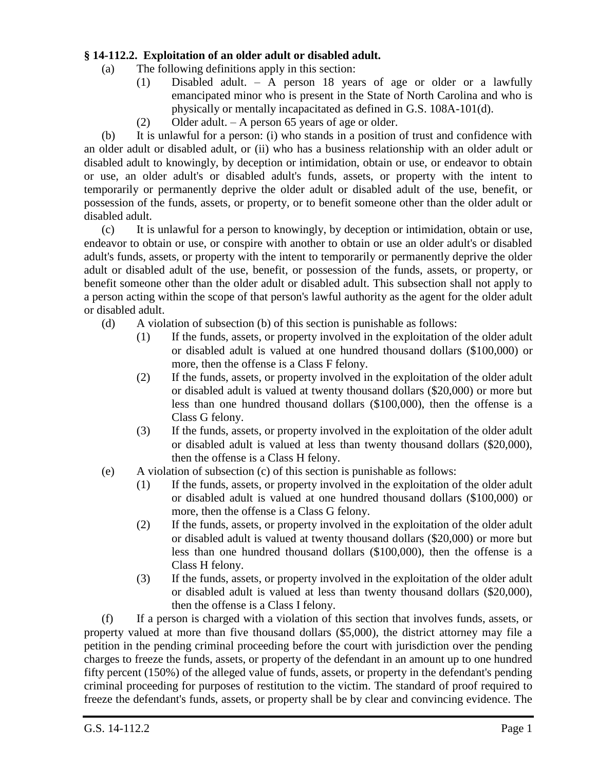**§ 14-112.2. Exploitation of an older adult or disabled adult.**

(a) The following definitions apply in this section:

(1) Disabled adult. – A person 18 years of age or older or a lawfully emancipated minor who is present in the State of North Carolina and who is physically or mentally incapacitated as defined in G.S. 108A-101(d).

(2) Older adult. – A person 65 years of age or older.

(b) It is unlawful for a person: (i) who stands in a position of trust and confidence with an older adult or disabled adult, or (ii) who has a business relationship with an older adult or disabled adult to knowingly, by deception or intimidation, obtain or use, or endeavor to obtain or use, an older adult's or disabled adult's funds, assets, or property with the intent to temporarily or permanently deprive the older adult or disabled adult of the use, benefit, or possession of the funds, assets, or property, or to benefit someone other than the older adult or disabled adult.

(c) It is unlawful for a person to knowingly, by deception or intimidation, obtain or use, endeavor to obtain or use, or conspire with another to obtain or use an older adult's or disabled adult's funds, assets, or property with the intent to temporarily or permanently deprive the older adult or disabled adult of the use, benefit, or possession of the funds, assets, or property, or benefit someone other than the older adult or disabled adult. This subsection shall not apply to a person acting within the scope of that person's lawful authority as the agent for the older adult or disabled adult.

(d) A violation of subsection (b) of this section is punishable as follows:

(1) If the funds, assets, or property involved in the exploitation of the older adult or disabled adult is valued at one hundred thousand dollars ($100,000) or more, then the offense is a Class F felony.

(2) If the funds, assets, or property involved in the exploitation of the older adult or disabled adult is valued at twenty thousand dollars ($20,000) or more but less than one hundred thousand dollars ($100,000), then the offense is a Class G felony.

(3) If the funds, assets, or property involved in the exploitation of the older adult or disabled adult is valued at less than twenty thousand dollars ($20,000), then the offense is a Class H felony.

(e) A violation of subsection (c) of this section is punishable as follows:

(1) If the funds, assets, or property involved in the exploitation of the older adult or disabled adult is valued at one hundred thousand dollars ($100,000) or more, then the offense is a Class G felony.

(2) If the funds, assets, or property involved in the exploitation of the older adult or disabled adult is valued at twenty thousand dollars ($20,000) or more but less than one hundred thousand dollars ($100,000), then the offense is a Class H felony.

(3) If the funds, assets, or property involved in the exploitation of the older adult or disabled adult is valued at less than twenty thousand dollars ($20,000), then the offense is a Class I felony.

(f) If a person is charged with a violation of this section that involves funds, assets, or property valued at more than five thousand dollars ($5,000), the district attorney may file a petition in the pending criminal proceeding before the court with jurisdiction over the pending charges to freeze the funds, assets, or property of the defendant in an amount up to one hundred fifty percent (150%) of the alleged value of funds, assets, or property in the defendant's pending criminal proceeding for purposes of restitution to the victim. The standard of proof required to freeze the defendant's funds, assets, or property shall be by clear and convincing evidence. The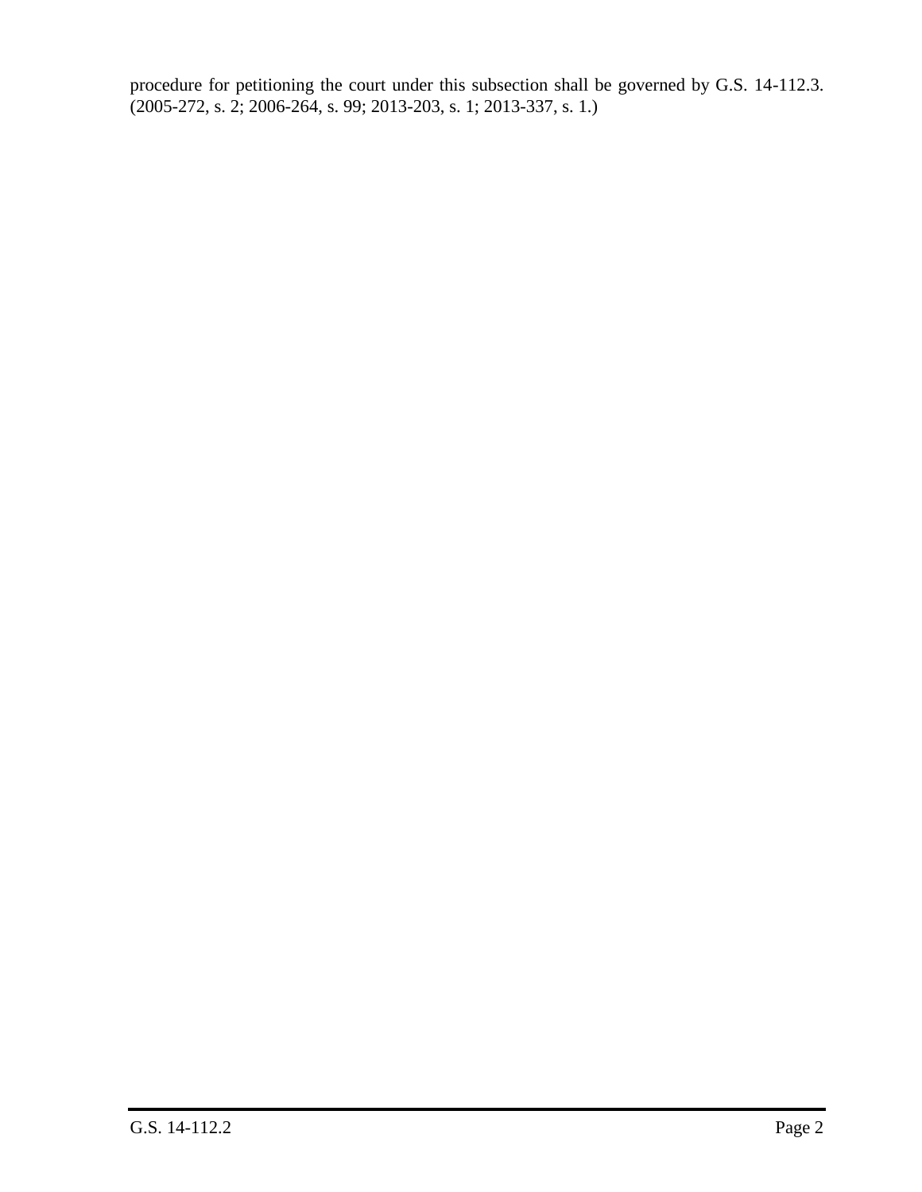procedure for petitioning the court under this subsection shall be governed by G.S. 14-112.3. (2005-272, s. 2; 2006-264, s. 99; 2013-203, s. 1; 2013-337, s. 1.)